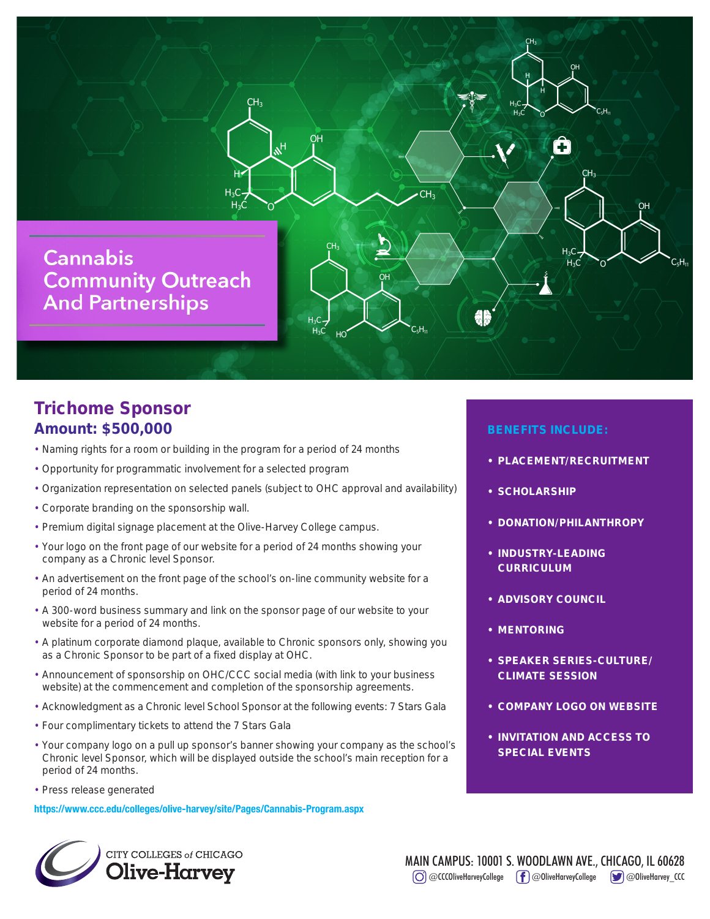# Cannabis Community Outreach And Partnerships

## Trichome Sponsor

### Amount: $500,000

- Naming rights for a room or building in the program for a period of 24 months
- Opportunity for programmatic involvement for a selected program
- Organization representation on selected panels (subject to OHC approval and availability)
- Corporate branding on the sponsorship wall.
- Premium digital signage placement at the Olive-Harvey College campus.
- Your logo on the front page of our website for a period of 24 months showing your company as a Chronic level Sponsor.
- An advertisement on the front page of the school's on-line community website for a period of 24 months.
- A 300-word business summary and link on the sponsor page of our website to your website for a period of 24 months.
- A platinum corporate diamond plaque, available to Chronic sponsors only, showing you as a Chronic Sponsor to be part of a fixed display at OHC.
- Announcement of sponsorship on OHC/CCC social media (with link to your business website) at the commencement and completion of the sponsorship agreements.
- Acknowledgment as a Chronic level School Sponsor at the following events: 7 Stars Gala
- Four complimentary tickets to attend the 7 Stars Gala
- Your company logo on a pull up sponsor's banner showing your company as the school's Chronic level Sponsor, which will be displayed outside the school's main reception for a period of 24 months.
- Press release generated

https://www.ccc.edu/colleges/olive-harvey/site/Pages/Cannabis-Program.aspx

**BENEFITS INCLUDE:**

- **PLACEMENT/RECRUITMENT**
- **SCHOLARSHIP**
- **DONATION/PHILANTHROPY**
- **INDUSTRY-LEADING CURRICULUM**
- **ADVISORY COUNCIL**
- **MENTORING**
- **SPEAKER SERIES-CULTURE/ CLIMATE SESSION**
- **COMPANY LOGO ON WEBSITE**
- **INVITATION AND ACCESS TO SPECIAL EVENTS**

CITY COLLEGES of CHICAGO
Olive-Harvey

MAIN CAMPUS: 10001 S. WOODLAWN AVE., CHICAGO, IL 60628

@CCCOliveHarveyCollege @OliveHarveyCollege @OliveHarvey_CCC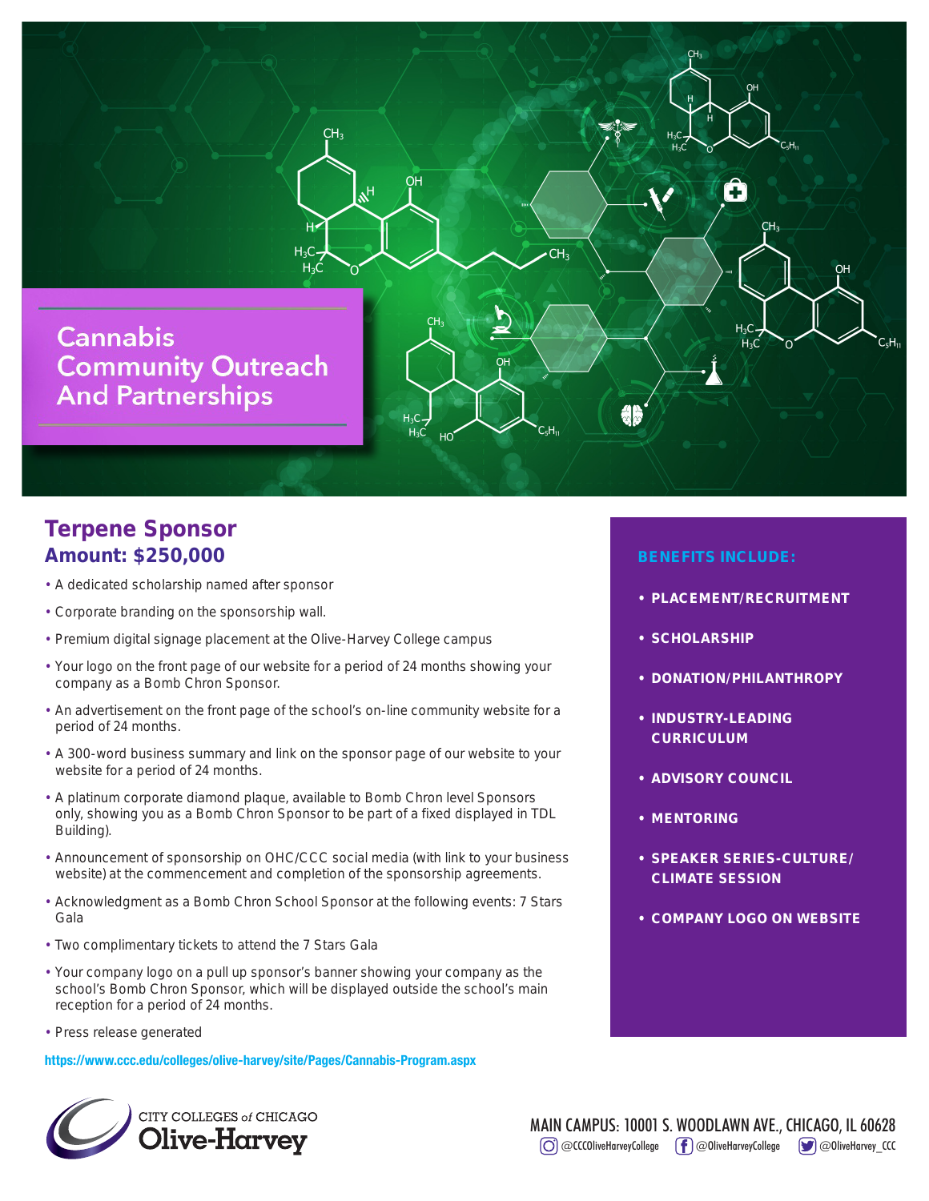# Cannabis Community Outreach And Partnerships

## Terpene Sponsor

### Amount: $250,000

- A dedicated scholarship named after sponsor
- Corporate branding on the sponsorship wall.
- Premium digital signage placement at the Olive-Harvey College campus
- Your logo on the front page of our website for a period of 24 months showing your company as a Bomb Chron Sponsor.
- An advertisement on the front page of the school's on-line community website for a period of 24 months.
- A 300-word business summary and link on the sponsor page of our website to your website for a period of 24 months.
- A platinum corporate diamond plaque, available to Bomb Chron level Sponsors only, showing you as a Bomb Chron Sponsor to be part of a fixed displayed in TDL Building).
- Announcement of sponsorship on OHC/CCC social media (with link to your business website) at the commencement and completion of the sponsorship agreements.
- Acknowledgment as a Bomb Chron School Sponsor at the following events: 7 Stars Gala
- Two complimentary tickets to attend the 7 Stars Gala
- Your company logo on a pull up sponsor's banner showing your company as the school's Bomb Chron Sponsor, which will be displayed outside the school's main reception for a period of 24 months.
- Press release generated

https://www.ccc.edu/colleges/olive-harvey/site/Pages/Cannabis-Program.aspx

**BENEFITS INCLUDE:**

- **PLACEMENT/RECRUITMENT**
- **SCHOLARSHIP**
- **DONATION/PHILANTHROPY**
- **INDUSTRY-LEADING CURRICULUM**
- **ADVISORY COUNCIL**
- **MENTORING**
- **SPEAKER SERIES-CULTURE/ CLIMATE SESSION**
- **COMPANY LOGO ON WEBSITE**

CITY COLLEGES of CHICAGO
Olive-Harvey

MAIN CAMPUS: 10001 S. WOODLAWN AVE., CHICAGO, IL 60628

@CCCOliveHarveyCollege @OliveHarveyCollege @OliveHarvey_CCC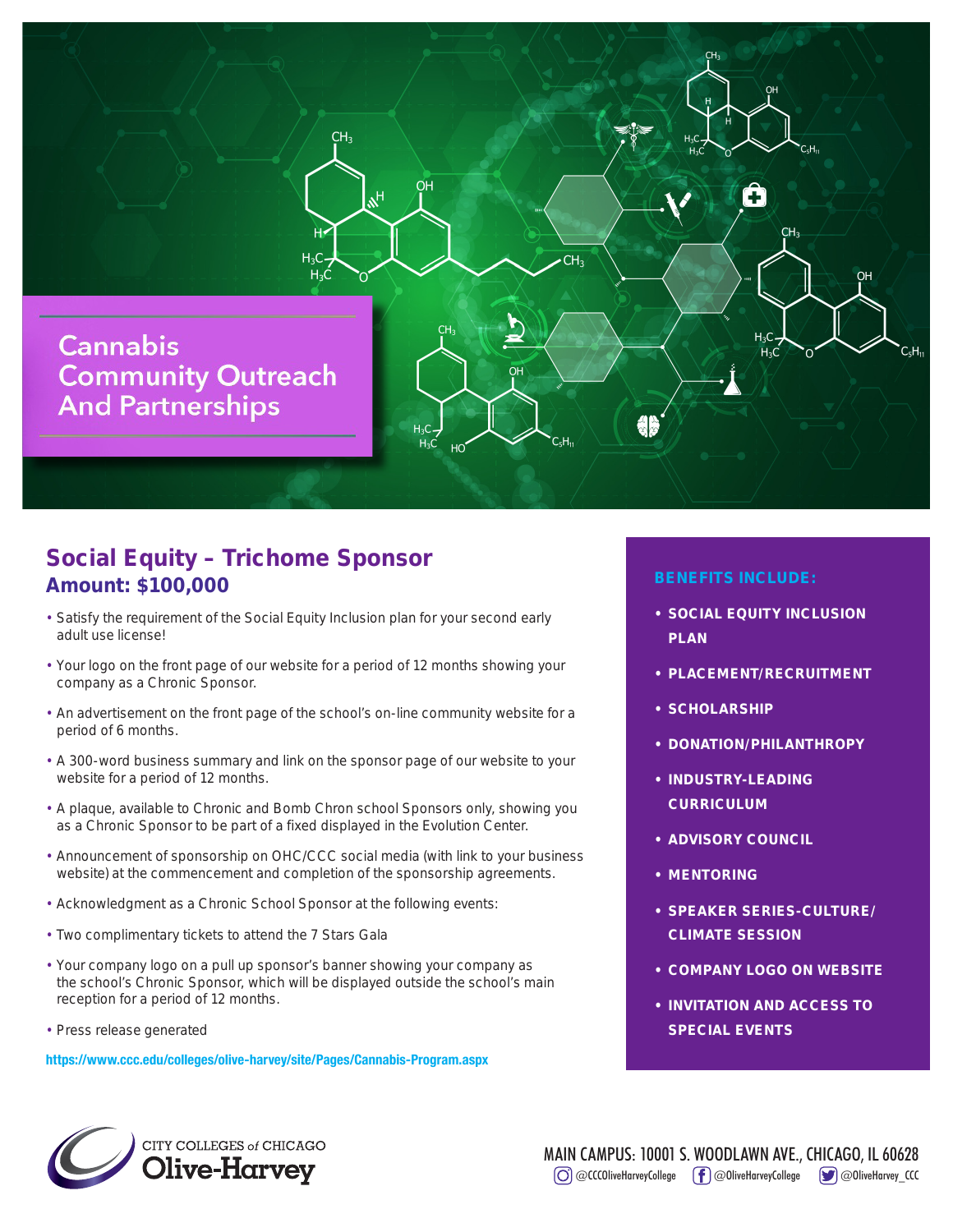# Cannabis Community Outreach And Partnerships

## Social Equity – Trichome Sponsor

### Amount: $100,000

- Satisfy the requirement of the Social Equity Inclusion plan for your second early adult use license!
- Your logo on the front page of our website for a period of 12 months showing your company as a Chronic Sponsor.
- An advertisement on the front page of the school's on-line community website for a period of 6 months.
- A 300-word business summary and link on the sponsor page of our website to your website for a period of 12 months.
- A plaque, available to Chronic and Bomb Chron school Sponsors only, showing you as a Chronic Sponsor to be part of a fixed displayed in the Evolution Center.
- Announcement of sponsorship on OHC/CCC social media (with link to your business website) at the commencement and completion of the sponsorship agreements.
- Acknowledgment as a Chronic School Sponsor at the following events:
- Two complimentary tickets to attend the 7 Stars Gala
- Your company logo on a pull up sponsor's banner showing your company as the school's Chronic Sponsor, which will be displayed outside the school's main reception for a period of 12 months.
- Press release generated

https://www.ccc.edu/colleges/olive-harvey/site/Pages/Cannabis-Program.aspx

**BENEFITS INCLUDE:**

- **SOCIAL EQUITY INCLUSION PLAN**
- **PLACEMENT/RECRUITMENT**
- **SCHOLARSHIP**
- **DONATION/PHILANTHROPY**
- **INDUSTRY-LEADING CURRICULUM**
- **ADVISORY COUNCIL**
- **MENTORING**
- **SPEAKER SERIES-CULTURE/ CLIMATE SESSION**
- **COMPANY LOGO ON WEBSITE**
- **INVITATION AND ACCESS TO SPECIAL EVENTS**

CITY COLLEGES *of* CHICAGO
Olive-Harvey

MAIN CAMPUS: 10001 S. WOODLAWN AVE., CHICAGO, IL 60628

@CCCOliveHarveyCollege @OliveHarveyCollege @OliveHarvey_CCC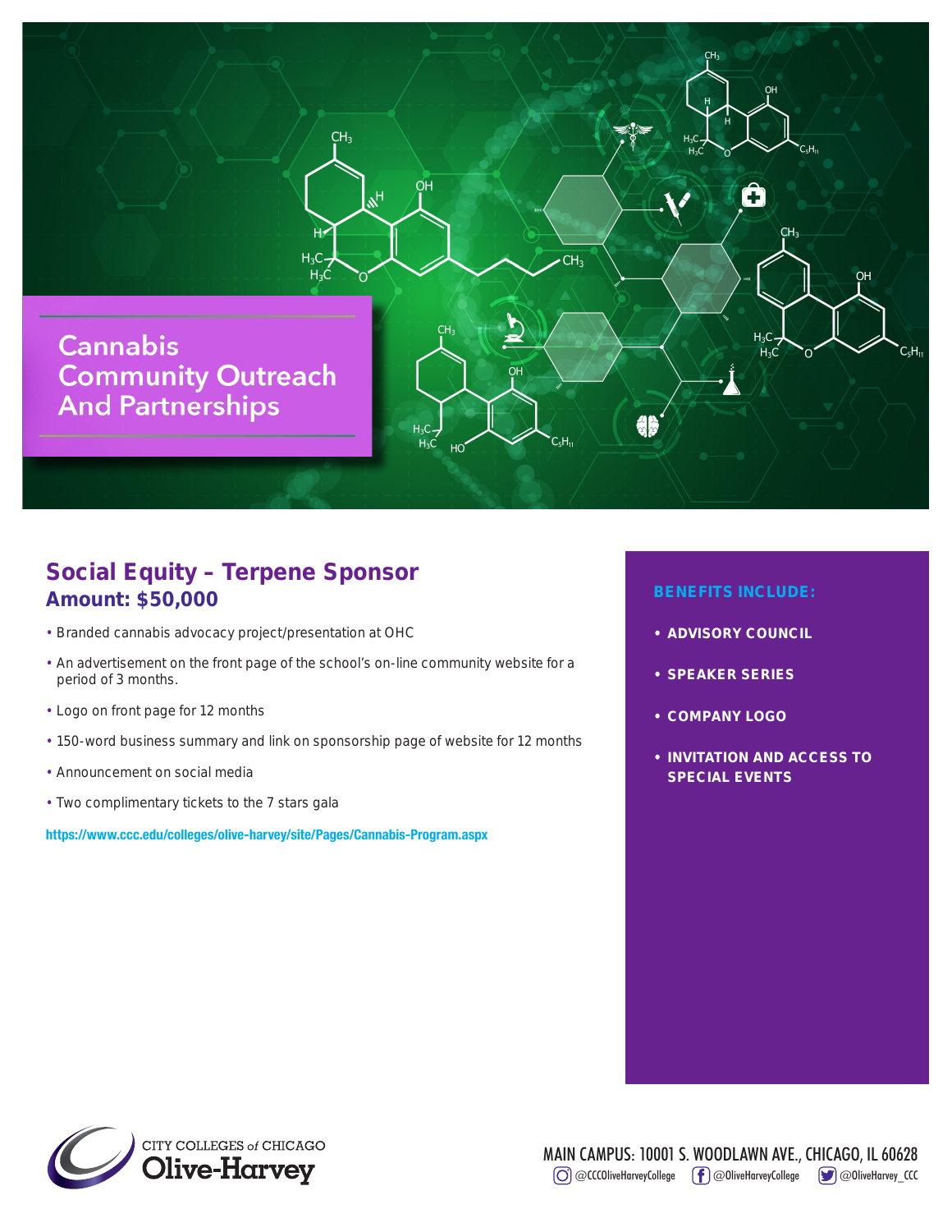# Cannabis Community Outreach And Partnerships

## Social Equity – Terpene Sponsor

### Amount: $50,000

- Branded cannabis advocacy project/presentation at OHC
- An advertisement on the front page of the school's on-line community website for a period of 3 months.
- Logo on front page for 12 months
- 150-word business summary and link on sponsorship page of website for 12 months
- Announcement on social media
- Two complimentary tickets to the 7 stars gala

https://www.ccc.edu/colleges/olive-harvey/site/Pages/Cannabis-Program.aspx

**BENEFITS INCLUDE:**

- **ADVISORY COUNCIL**
- **SPEAKER SERIES**
- **COMPANY LOGO**
- **INVITATION AND ACCESS TO SPECIAL EVENTS**

CITY COLLEGES of CHICAGO Olive-Harvey

MAIN CAMPUS: 10001 S. WOODLAWN AVE., CHICAGO, IL 60628

@CCCOliveHarveyCollege @OliveHarveyCollege @OliveHarvey_CCC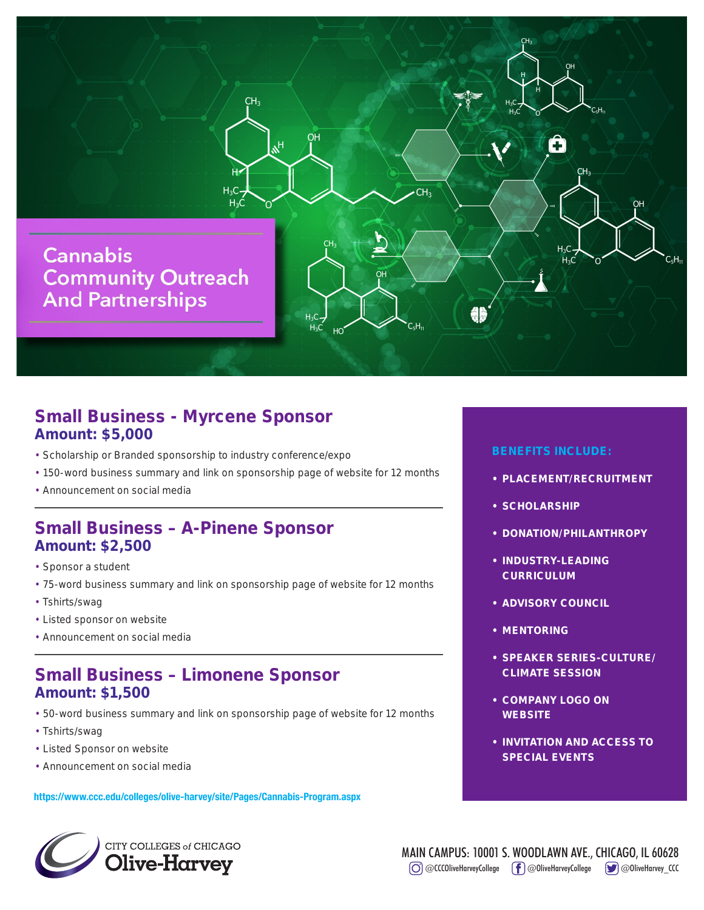# Cannabis Community Outreach And Partnerships

## Small Business - Myrcene Sponsor
**Amount: $5,000**

- Scholarship or Branded sponsorship to industry conference/expo
- 150-word business summary and link on sponsorship page of website for 12 months
- Announcement on social media

## Small Business – A-Pinene Sponsor
**Amount: $2,500**

- Sponsor a student
- 75-word business summary and link on sponsorship page of website for 12 months
- Tshirts/swag
- Listed sponsor on website
- Announcement on social media

## Small Business – Limonene Sponsor
**Amount: $1,500**

- 50-word business summary and link on sponsorship page of website for 12 months
- Tshirts/swag
- Listed Sponsor on website
- Announcement on social media

https://www.ccc.edu/colleges/olive-harvey/site/Pages/Cannabis-Program.aspx

### BENEFITS INCLUDE:

- PLACEMENT/RECRUITMENT
- SCHOLARSHIP
- DONATION/PHILANTHROPY
- INDUSTRY-LEADING CURRICULUM
- ADVISORY COUNCIL
- MENTORING
- SPEAKER SERIES-CULTURE/ CLIMATE SESSION
- COMPANY LOGO ON WEBSITE
- INVITATION AND ACCESS TO SPECIAL EVENTS

CITY COLLEGES of CHICAGO
Olive-Harvey

MAIN CAMPUS: 10001 S. WOODLAWN AVE., CHICAGO, IL 60628

@CCCOliveHarveyCollege @OliveHarveyCollege @OliveHarvey_CCC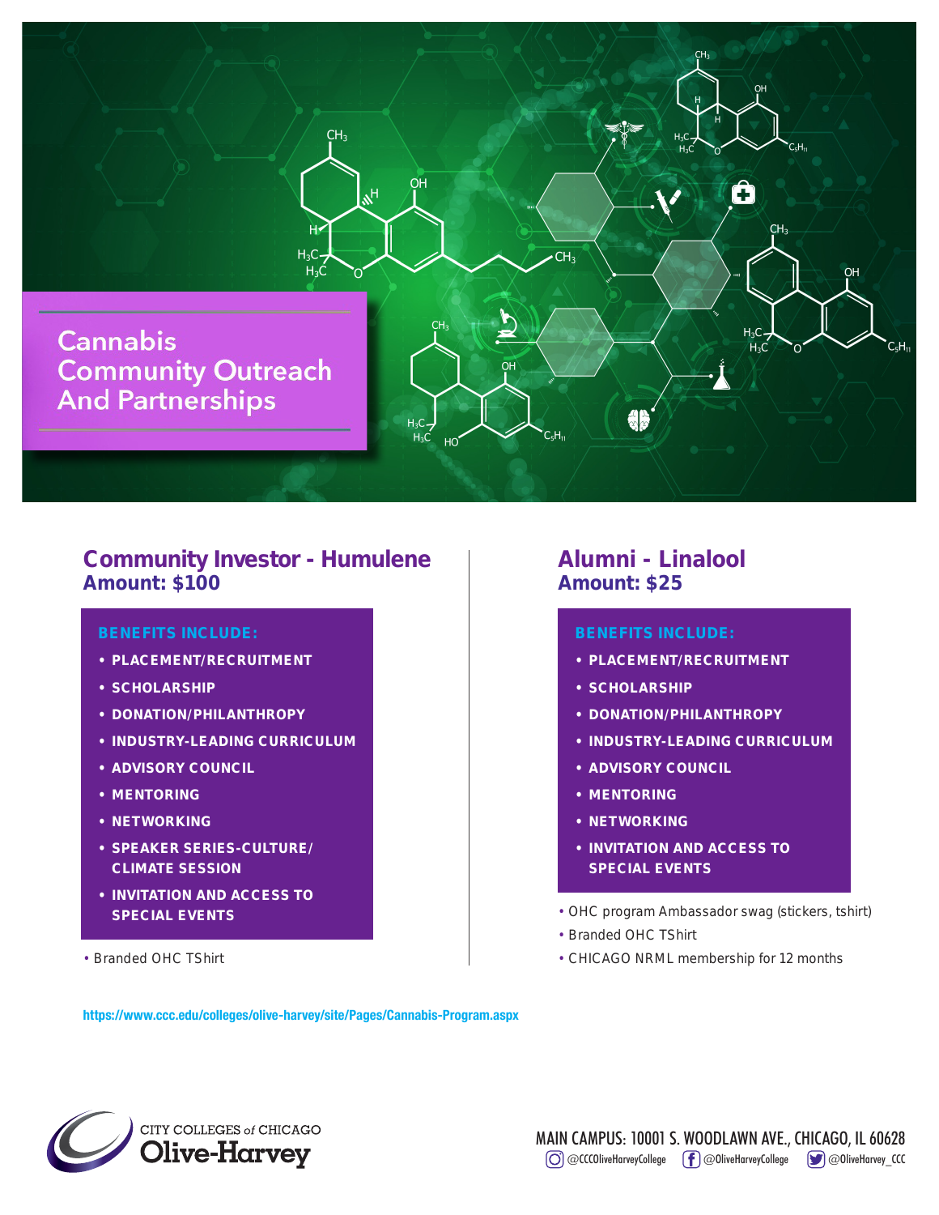# Cannabis Community Outreach And Partnerships

## Community Investor - Humulene

**Amount: $100**

**BENEFITS INCLUDE:**

- PLACEMENT/RECRUITMENT
- SCHOLARSHIP
- DONATION/PHILANTHROPY
- INDUSTRY-LEADING CURRICULUM
- ADVISORY COUNCIL
- MENTORING
- NETWORKING
- SPEAKER SERIES-CULTURE/ CLIMATE SESSION
- INVITATION AND ACCESS TO SPECIAL EVENTS

- Branded OHC TShirt

## Alumni - Linalool

**Amount: $25**

**BENEFITS INCLUDE:**

- PLACEMENT/RECRUITMENT
- SCHOLARSHIP
- DONATION/PHILANTHROPY
- INDUSTRY-LEADING CURRICULUM
- ADVISORY COUNCIL
- MENTORING
- NETWORKING
- INVITATION AND ACCESS TO SPECIAL EVENTS

- OHC program Ambassador swag (stickers, tshirt)
- Branded OHC TShirt
- CHICAGO NRML membership for 12 months

https://www.ccc.edu/colleges/olive-harvey/site/Pages/Cannabis-Program.aspx

CITY COLLEGES of CHICAGO
Olive-Harvey

MAIN CAMPUS: 10001 S. WOODLAWN AVE., CHICAGO, IL 60628

@CCCOliveHarveyCollege @OliveHarveyCollege @OliveHarvey_CCC